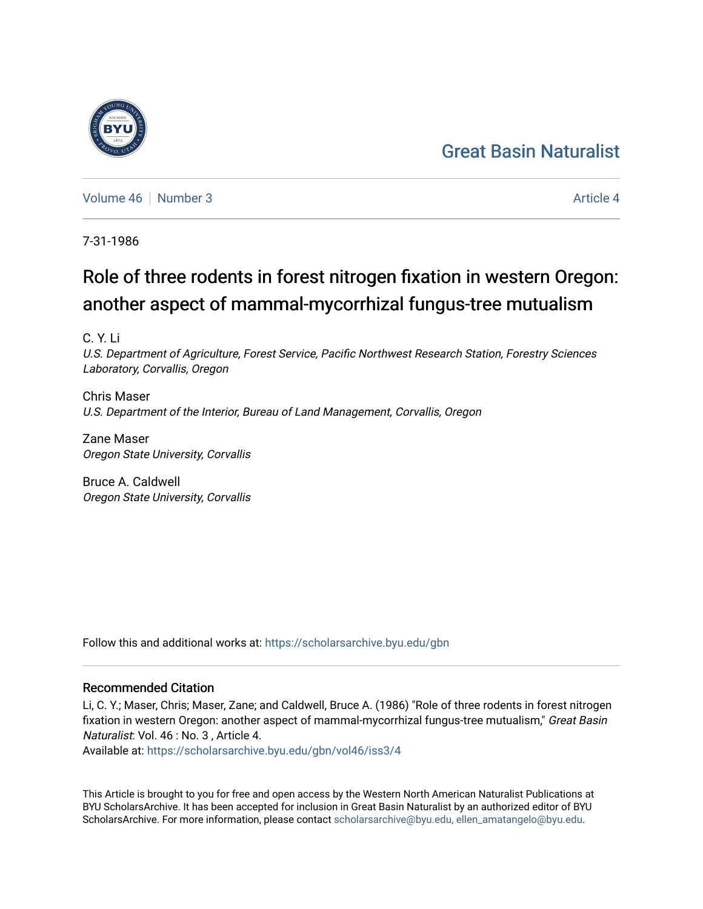Great Basin Naturalist

Volume 46 | Number 3 | Article 4

7-31-1986

# Role of three rodents in forest nitrogen fixation in western Oregon: another aspect of mammal-mycorrhizal fungus-tree mutualism

C. Y. Li
*U.S. Department of Agriculture, Forest Service, Pacific Northwest Research Station, Forestry Sciences Laboratory, Corvallis, Oregon*

Chris Maser
*U.S. Department of the Interior, Bureau of Land Management, Corvallis, Oregon*

Zane Maser
*Oregon State University, Corvallis*

Bruce A. Caldwell
*Oregon State University, Corvallis*

Follow this and additional works at: https://scholarsarchive.byu.edu/gbn

## Recommended Citation

Li, C. Y.; Maser, Chris; Maser, Zane; and Caldwell, Bruce A. (1986) "Role of three rodents in forest nitrogen fixation in western Oregon: another aspect of mammal-mycorrhizal fungus-tree mutualism," *Great Basin Naturalist*: Vol. 46 : No. 3 , Article 4.
Available at: https://scholarsarchive.byu.edu/gbn/vol46/iss3/4

This Article is brought to you for free and open access by the Western North American Naturalist Publications at BYU ScholarsArchive. It has been accepted for inclusion in Great Basin Naturalist by an authorized editor of BYU ScholarsArchive. For more information, please contact scholarsarchive@byu.edu, ellen_amatangelo@byu.edu.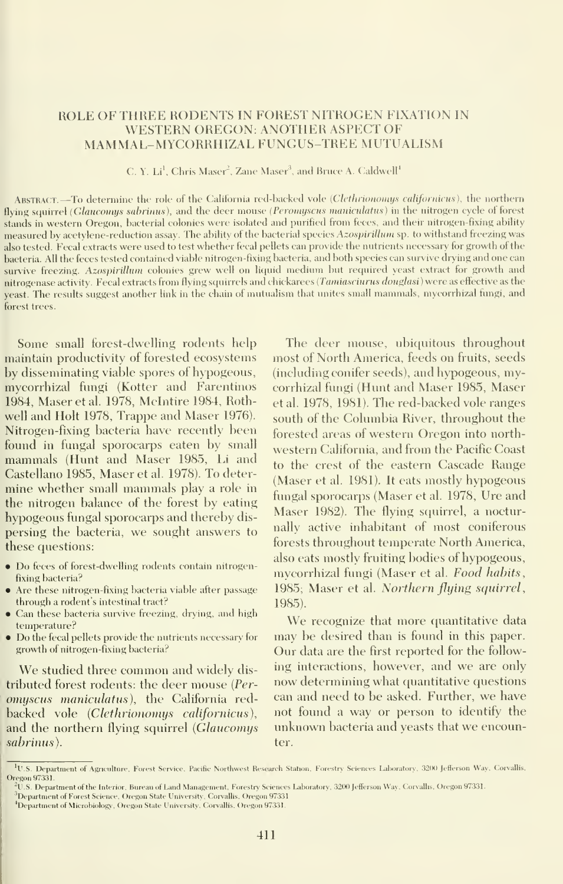# ROLE OF THREE RODENTS IN FOREST NITROGEN FIXATION IN WESTERN OREGON: ANOTHER ASPECT OF MAMMAL–MYCORRHIZAL FUNGUS–TREE MUTUALISM

C. Y. Li[1], Chris Maser[2], Zane Maser[3], and Bruce A. Caldwell[4]

ABSTRACT.—To determine the role of the California red-backed vole (*Clethrionomys californicus*), the northern flying squirrel (*Glaucomys sabrinus*), and the deer mouse (*Peromyscus maniculatus*) in the nitrogen cycle of forest stands in western Oregon, bacterial colonies were isolated and purified from feces, and their nitrogen-fixing ability measured by acetylene-reduction assay. The ability of the bacterial species *Azospirillum* sp. to withstand freezing was also tested. Fecal extracts were used to test whether fecal pellets can provide the nutrients necessary for growth of the bacteria. All the feces tested contained viable nitrogen-fixing bacteria, and both species can survive drying and one can survive freezing. *Azospirillum* colonies grew well on liquid medium but required yeast extract for growth and nitrogenase activity. Fecal extracts from flying squirrels and chickarees (*Tamiasciurus douglasi*) were as effective as the yeast. The results suggest another link in the chain of mutualism that unites small mammals, mycorrhizal fungi, and forest trees.

Some small forest-dwelling rodents help maintain productivity of forested ecosystems by disseminating viable spores of hypogeous, mycorrhizal fungi (Kotter and Farentinos 1984, Maser et al. 1978, McIntire 1984, Rothwell and Holt 1978, Trappe and Maser 1976). Nitrogen-fixing bacteria have recently been found in fungal sporocarps eaten by small mammals (Hunt and Maser 1985, Li and Castellano 1985, Maser et al. 1978). To determine whether small mammals play a role in the nitrogen balance of the forest by eating hypogeous fungal sporocarps and thereby dispersing the bacteria, we sought answers to these questions:

- Do feces of forest-dwelling rodents contain nitrogen-fixing bacteria?
- Are these nitrogen-fixing bacteria viable after passage through a rodent's intestinal tract?
- Can these bacteria survive freezing, drying, and high temperature?
- Do the fecal pellets provide the nutrients necessary for growth of nitrogen-fixing bacteria?

We studied three common and widely distributed forest rodents: the deer mouse (*Peromyscus maniculatus*), the California red-backed vole (*Clethrionomys californicus*), and the northern flying squirrel (*Glaucomys sabrinus*).

The deer mouse, ubiquitous throughout most of North America, feeds on fruits, seeds (including conifer seeds), and hypogeous, mycorrhizal fungi (Hunt and Maser 1985, Maser et al. 1978, 1981). The red-backed vole ranges south of the Columbia River, throughout the forested areas of western Oregon into northwestern California, and from the Pacific Coast to the crest of the eastern Cascade Range (Maser et al. 1981). It eats mostly hypogeous fungal sporocarps (Maser et al. 1978, Ure and Maser 1982). The flying squirrel, a nocturnally active inhabitant of most coniferous forests throughout temperate North America, also eats mostly fruiting bodies of hypogeous, mycorrhizal fungi (Maser et al. *Food habits*, 1985; Maser et al. *Northern flying squirrel*, 1985).

We recognize that more quantitative data may be desired than is found in this paper. Our data are the first reported for the following interactions, however, and we are only now determining what quantitative questions can and need to be asked. Further, we have not found a way or person to identify the unknown bacteria and yeasts that we encounter.

---

[1]U.S. Department of Agriculture, Forest Service, Pacific Northwest Research Station, Forestry Sciences Laboratory, 3200 Jefferson Way, Corvallis, Oregon 97331.

[2]U.S. Department of the Interior, Bureau of Land Management, Forestry Sciences Laboratory, 3200 Jefferson Way, Corvallis, Oregon 97331.

[3]Department of Forest Science, Oregon State University, Corvallis, Oregon 97331.

[4]Department of Microbiology, Oregon State University, Corvallis, Oregon 97331.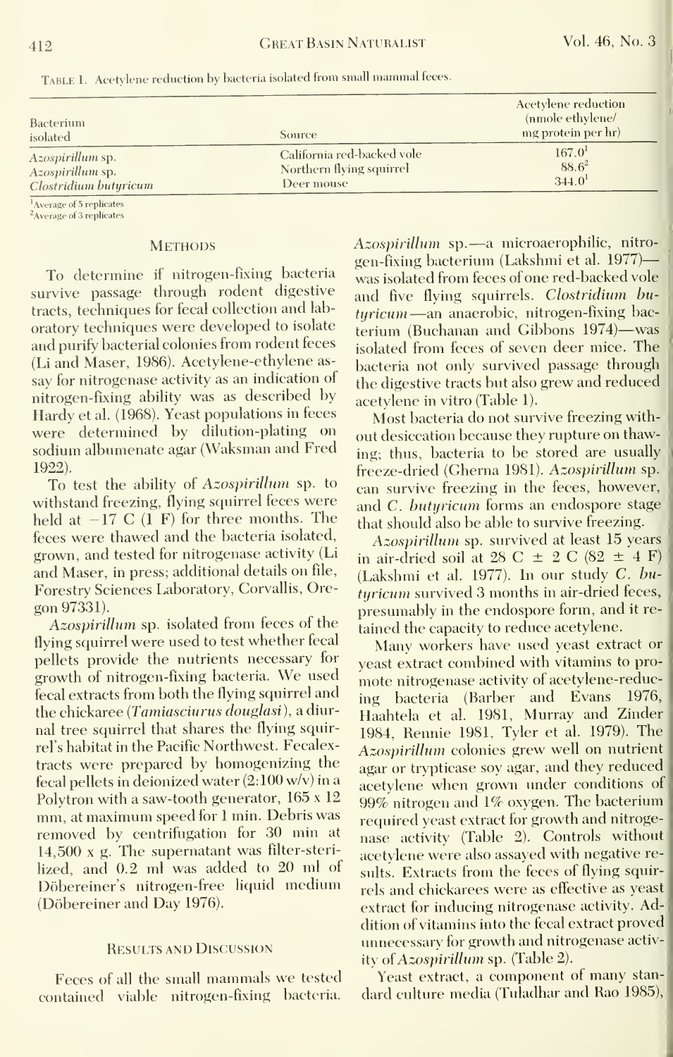Table 1. Acetylene reduction by bacteria isolated from small mammal feces.

| Bacterium isolated | Source | Acetylene reduction (nmole ethylene/ mg protein per hr) |
|---|---|---|
| *Azospirillum* sp. | California red-backed vole | 167.0[1] |
| *Azospirillum* sp. | Northern flying squirrel | 88.6[2] |
| *Clostridium butyricum* | Deer mouse | 344.0[1] |

[1]Average of 5 replicates
[2]Average of 3 replicates

## Methods

To determine if nitrogen-fixing bacteria survive passage through rodent digestive tracts, techniques for fecal collection and laboratory techniques were developed to isolate and purify bacterial colonies from rodent feces (Li and Maser, 1986). Acetylene-ethylene assay for nitrogenase activity as an indication of nitrogen-fixing ability was as described by Hardy et al. (1968). Yeast populations in feces were determined by dilution-plating on sodium albumenate agar (Waksman and Fred 1922).

To test the ability of *Azospirillum* sp. to withstand freezing, flying squirrel feces were held at −17 C (1 F) for three months. The feces were thawed and the bacteria isolated, grown, and tested for nitrogenase activity (Li and Maser, in press; additional details on file, Forestry Sciences Laboratory, Corvallis, Oregon 97331).

*Azospirillum* sp. isolated from feces of the flying squirrel were used to test whether fecal pellets provide the nutrients necessary for growth of nitrogen-fixing bacteria. We used fecal extracts from both the flying squirrel and the chickaree (*Tamiasciurus douglasi*), a diurnal tree squirrel that shares the flying squirrel's habitat in the Pacific Northwest. Fecalextracts were prepared by homogenizing the fecal pellets in deionized water (2:100 w/v) in a Polytron with a saw-tooth generator, 165 x 12 mm, at maximum speed for 1 min. Debris was removed by centrifugation for 30 min at 14,500 x g. The supernatant was filter-sterilized, and 0.2 ml was added to 20 ml of Döbereiner's nitrogen-free liquid medium (Döbereiner and Day 1976).

## Results and Discussion

Feces of all the small mammals we tested contained viable nitrogen-fixing bacteria. *Azospirillum* sp.—a microaerophilic, nitrogen-fixing bacterium (Lakshmi et al. 1977)—was isolated from feces of one red-backed vole and five flying squirrels. *Clostridium butyricum*—an anaerobic, nitrogen-fixing bacterium (Buchanan and Gibbons 1974)—was isolated from feces of seven deer mice. The bacteria not only survived passage through the digestive tracts but also grew and reduced acetylene in vitro (Table 1).

Most bacteria do not survive freezing without desiccation because they rupture on thawing; thus, bacteria to be stored are usually freeze-dried (Gherna 1981). *Azospirillum* sp. can survive freezing in the feces, however, and *C. butyricum* forms an endospore stage that should also be able to survive freezing.

*Azospirillum* sp. survived at least 15 years in air-dried soil at 28 C ± 2 C (82 ± 4 F) (Lakshmi et al. 1977). In our study *C. butyricum* survived 3 months in air-dried feces, presumably in the endospore form, and it retained the capacity to reduce acetylene.

Many workers have used yeast extract or yeast extract combined with vitamins to promote nitrogenase activity of acetylene-reducing bacteria (Barber and Evans 1976, Haahtela et al. 1981, Murray and Zinder 1984, Rennie 1981, Tyler et al. 1979). The *Azospirillum* colonies grew well on nutrient agar or trypticase soy agar, and they reduced acetylene when grown under conditions of 99% nitrogen and 1% oxygen. The bacterium required yeast extract for growth and nitrogenase activity (Table 2). Controls without acetylene were also assayed with negative results. Extracts from the feces of flying squirrels and chickarees were as effective as yeast extract for inducing nitrogenase activity. Addition of vitamins into the fecal extract proved unnecessary for growth and nitrogenase activity of *Azospirillum* sp. (Table 2).

Yeast extract, a component of many standard culture media (Tuladhar and Rao 1985),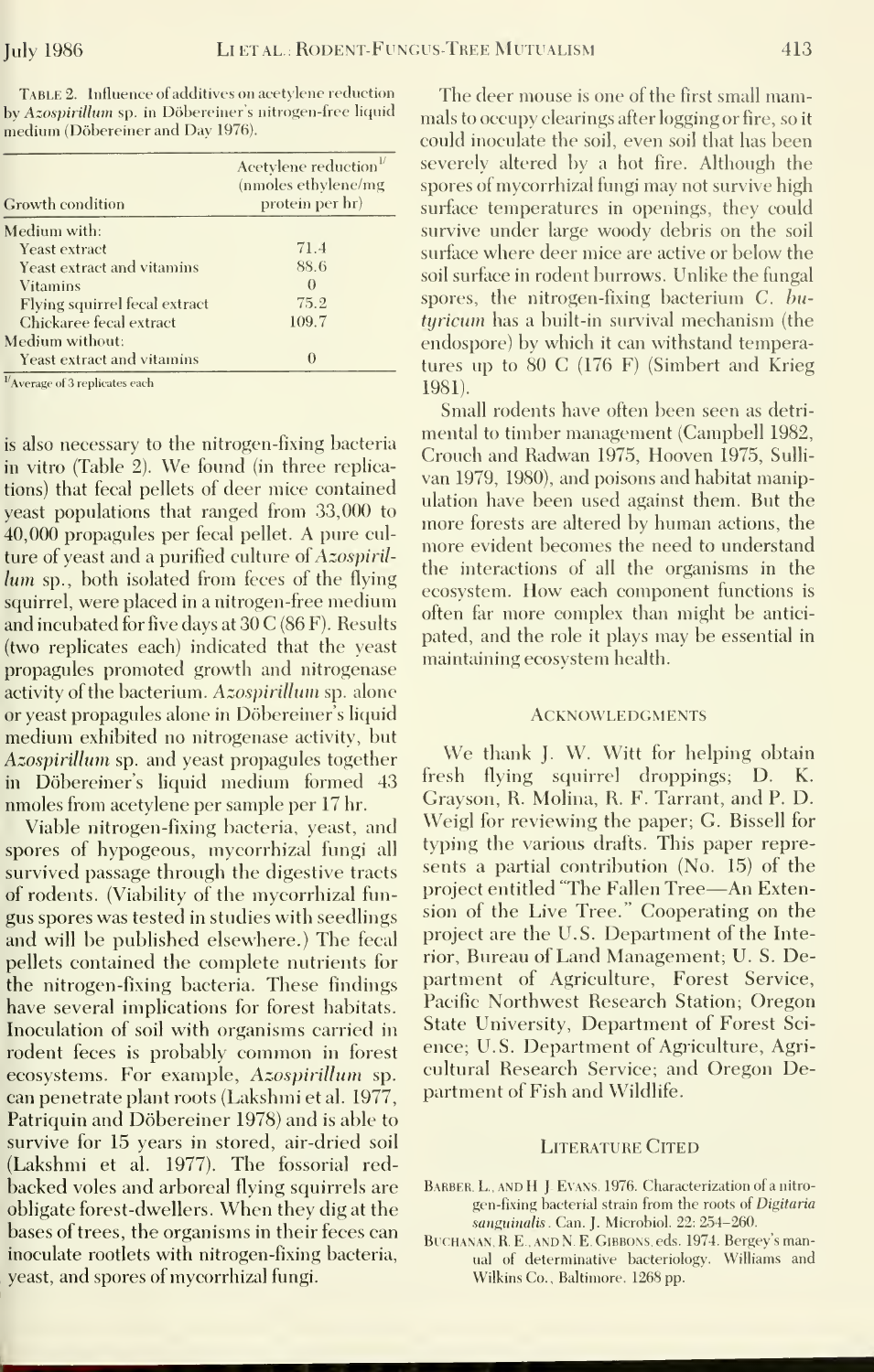TABLE 2. Influence of additives on acetylene reduction by *Azospirillum* sp. in Döbereiner's nitrogen-free liquid medium (Döbereiner and Day 1976).

| Growth condition | Acetylene reduction[1] (nmoles ethylene/mg protein per hr) |
|---|---|
| Medium with: | |
| Yeast extract | 71.4 |
| Yeast extract and vitamins | 88.6 |
| Vitamins | 0 |
| Flying squirrel fecal extract | 75.2 |
| Chickaree fecal extract | 109.7 |
| Medium without: | |
| Yeast extract and vitamins | 0 |

[1]Average of 3 replicates each

is also necessary to the nitrogen-fixing bacteria in vitro (Table 2). We found (in three replications) that fecal pellets of deer mice contained yeast populations that ranged from 33,000 to 40,000 propagules per fecal pellet. A pure culture of yeast and a purified culture of *Azospirillum* sp., both isolated from feces of the flying squirrel, were placed in a nitrogen-free medium and incubated for five days at 30 C (86 F). Results (two replicates each) indicated that the yeast propagules promoted growth and nitrogenase activity of the bacterium. *Azospirillum* sp. alone or yeast propagules alone in Döbereiner's liquid medium exhibited no nitrogenase activity, but *Azospirillum* sp. and yeast propagules together in Döbereiner's liquid medium formed 43 nmoles from acetylene per sample per 17 hr.

Viable nitrogen-fixing bacteria, yeast, and spores of hypogeous, mycorrhizal fungi all survived passage through the digestive tracts of rodents. (Viability of the mycorrhizal fungus spores was tested in studies with seedlings and will be published elsewhere.) The fecal pellets contained the complete nutrients for the nitrogen-fixing bacteria. These findings have several implications for forest habitats. Inoculation of soil with organisms carried in rodent feces is probably common in forest ecosystems. For example, *Azospirillum* sp. can penetrate plant roots (Lakshmi et al. 1977, Patriquin and Döbereiner 1978) and is able to survive for 15 years in stored, air-dried soil (Lakshmi et al. 1977). The fossorial red-backed voles and arboreal flying squirrels are obligate forest-dwellers. When they dig at the bases of trees, the organisms in their feces can inoculate rootlets with nitrogen-fixing bacteria, yeast, and spores of mycorrhizal fungi.

The deer mouse is one of the first small mammals to occupy clearings after logging or fire, so it could inoculate the soil, even soil that has been severely altered by a hot fire. Although the spores of mycorrhizal fungi may not survive high surface temperatures in openings, they could survive under large woody debris on the soil surface where deer mice are active or below the soil surface in rodent burrows. Unlike the fungal spores, the nitrogen-fixing bacterium *C. butyricum* has a built-in survival mechanism (the endospore) by which it can withstand temperatures up to 80 C (176 F) (Simbert and Krieg 1981).

Small rodents have often been seen as detrimental to timber management (Campbell 1982, Crouch and Radwan 1975, Hooven 1975, Sullivan 1979, 1980), and poisons and habitat manipulation have been used against them. But the more forests are altered by human actions, the more evident becomes the need to understand the interactions of all the organisms in the ecosystem. How each component functions is often far more complex than might be anticipated, and the role it plays may be essential in maintaining ecosystem health.

## Acknowledgments

We thank J. W. Witt for helping obtain fresh flying squirrel droppings; D. K. Grayson, R. Molina, R. F. Tarrant, and P. D. Weigl for reviewing the paper; G. Bissell for typing the various drafts. This paper represents a partial contribution (No. 15) of the project entitled "The Fallen Tree—An Extension of the Live Tree." Cooperating on the project are the U.S. Department of the Interior, Bureau of Land Management; U. S. Department of Agriculture, Forest Service, Pacific Northwest Research Station; Oregon State University, Department of Forest Science; U.S. Department of Agriculture, Agricultural Research Service; and Oregon Department of Fish and Wildlife.

## Literature Cited

Barber, L., and H. J. Evans. 1976. Characterization of a nitrogen-fixing bacterial strain from the roots of *Digitaria sanguinalis*. Can. J. Microbiol. 22: 254–260.

Buchanan, R. E., and N. E. Gibbons, eds. 1974. Bergey's manual of determinative bacteriology. Williams and Wilkins Co., Baltimore. 1268 pp.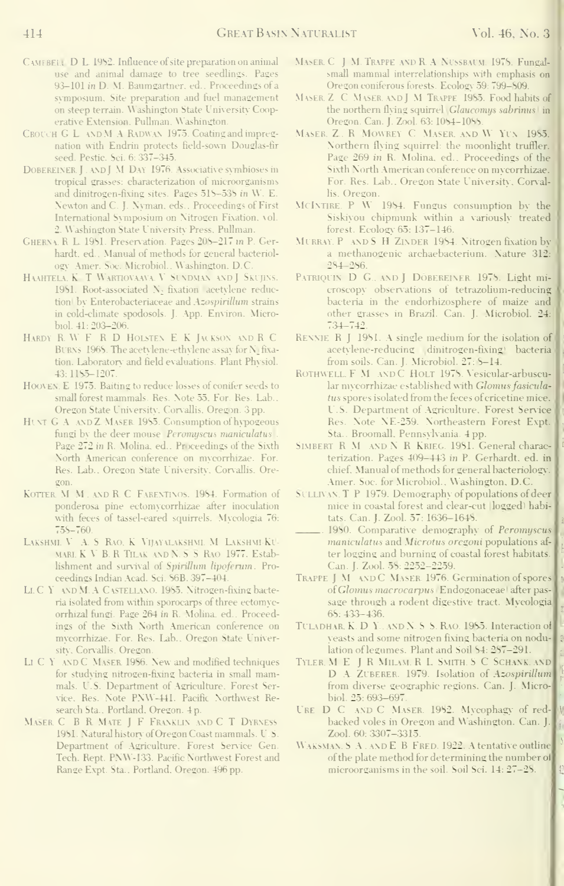Campbell, D. L. 1982. Influence of site preparation on animal use and animal damage to tree seedlings. Pages 93–101 *in* D. M. Baumgartner, ed., Proceedings of a symposium. Site preparation and fuel management on steep terrain. Washington State University Cooperative Extension, Pullman, Washington.

Crouch, G. L., and M. A. Radwan. 1975. Coating and impregnation with Endrin protects field-sown Douglas-fir seed. Pestic. Sci. 6: 337–345.

Dobereiner, J., and J. M. Day. 1976. Associative symbioses in tropical grasses: characterization of microorganisms and dinitrogen-fixing sites. Pages 518–538 *in* W. E. Newton and C. J. Nyman, eds., Proceedings of First International Symposium on Nitrogen Fixation, vol. 2. Washington State University Press, Pullman.

Gherna, R. L. 1981. Preservation. Pages 208–217 *in* P. Gerhardt, ed., Manual of methods for general bacteriology. Amer. Soc. Microbiol., Washington, D.C.

Haahtela, K., T. Wartiovaara, V. Sundman, and J. Skujins. 1981. Root-associated $N_2$ fixation (acetylene reduction) by Enterobacteriaceae and *Azospirillum* strains in cold-climate spodosols. J. App. Environ. Microbiol. 41: 203–206.

Hardy, R. W. F., R. D. Holsten, E. K. Jackson, and R. C. Burns. 1968. The acetylene-ethylene assay for $N_2$ fixation. Laboratory and field evaluations. Plant Physiol. 43: 1185–1207.

Hooven, E. 1975. Baiting to reduce losses of conifer seeds to small forest mammals. Res. Note 55. For. Res. Lab., Oregon State University, Corvallis, Oregon. 3 pp.

Hunt, G. A., and Z. Maser. 1985. Consumption of hypogeous fungi by the deer mouse (*Peromyscus maniculatus*). Page 272 *in* R. Molina, ed., Proceedings of the Sixth North American conference on mycorrhizae. For. Res. Lab., Oregon State University, Corvallis, Oregon.

Kotter, M. M., and R. C. Farentinos. 1984. Formation of ponderosa pine ectomycorrhizae after inoculation with feces of tassel-eared squirrels. Mycologia 76: 758–760.

Lakshmi, V., A. S. Rao, K. Vijayalakshmi, M. Lakshmi-Kumari, K. V. B. R. Tilak, and N. S. S. Rao. 1977. Establishment and survival of *Spirillum lipoferum*. Proceedings Indian Acad. Sci. 86B: 397–404.

Li, C. Y., and M. A. Castellano. 1985. Nitrogen-fixing bacteria isolated from within sporocarps of three ectomycorrhizal fungi. Page 264 *in* R. Molina, ed., Proceedings of the Sixth North American conference on mycorrhizae. For. Res. Lab., Oregon State University, Corvallis, Oregon.

Li, C. Y., and C. Maser. 1986. New and modified techniques for studying nitrogen-fixing bacteria in small mammals. U.S. Department of Agriculture, Forest Service, Res. Note PNW-441. Pacific Northwest Research Sta., Portland, Oregon. 4 p.

Maser, C., B. R. Mate, J. F. Franklin, and C. T. Dyrness. 1981. Natural history of Oregon Coast mammals. U.S. Department of Agriculture, Forest Service Gen. Tech. Rept. PNW-133. Pacific Northwest Forest and Range Expt. Sta., Portland, Oregon. 496 pp.

Maser, C., J. M. Trappe, and R. A. Nussbaum. 1978. Fungal-small mammal interrelationships with emphasis on Oregon coniferous forests. Ecology 59: 799–809.

Maser, Z., C. Maser, and J. M. Trappe. 1985. Food habits of the northern flying squirrel (*Glaucomys sabrinus*) in Oregon. Can. J. Zool. 63: 1084–1088.

Maser, Z., R. Mowrey, C. Maser, and W. Yun. 1985. Northern flying squirrel: the moonlight truffler. Page 269 *in* R. Molina, ed., Proceedings of the Sixth North American conference on mycorrhizae. For. Res. Lab., Oregon State University, Corvallis, Oregon.

McIntire, P. W. 1984. Fungus consumption by the Siskiyou chipmunk within a variously treated forest. Ecology 65: 137–146.

Murray, P. A., and S. H. Zinder. 1984. Nitrogen fixation by a methanogenic archaebacterium. Nature 312: 284–286.

Patriquin, D. G., and J. Dobereiner. 1978. Light microscopy observations of tetrazolium-reducing bacteria in the endorhizosphere of maize and other grasses in Brazil. Can. J. Microbiol. 24: 734–742.

Rennie, R. J. 1981. A single medium for the isolation of acetylene-reducing (dinitrogen-fixing) bacteria from soils. Can. J. Microbiol. 27: 8–14.

Rothwell, F. M., and C. Holt. 1978. Vesicular-arbuscular mycorrhizae established with *Glomus fasciculatus* spores isolated from the feces of cricetine mice. U.S. Department of Agriculture, Forest Service Res. Note NE-259. Northeastern Forest Expt. Sta., Broomall, Pennsylvania. 4 pp.

Simbert, R. M., and N. R. Krieg. 1981. General characterization. Pages 409–443 *in* P. Gerhardt, ed. in chief, Manual of methods for general bacteriology. Amer. Soc. for Microbiol., Washington, D.C.

Sullivan, T. P. 1979. Demography of populations of deer mice in coastal forest and clear-cut (logged) habitats. Can. J. Zool. 57: 1636–1648.

———. 1980. Comparative demography of *Peromyscus maniculatus* and *Microtus oregoni* populations after logging and burning of coastal forest habitats. Can. J. Zool. 58: 2252–2259.

Trappe, J. M., and C. Maser. 1976. Germination of spores of *Glomus macrocarpus* (Endogonaceae) after passage through a rodent digestive tract. Mycologia 68: 433–436.

Tuladhar, K. D. Y., and N. S. S. Rao. 1985. Interaction of yeasts and some nitrogen fixing bacteria on nodulation of legumes. Plant and Soil 84: 287–291.

Tyler, M. E., J. R. Milam, R. L. Smith, S. C. Schank, and D. A. Zuberer. 1979. Isolation of *Azospirillum* from diverse geographic regions. Can. J. Microbiol. 25: 693–697.

Ure, D. C., and C. Maser. 1982. Mycophagy of red-backed voles in Oregon and Washington. Can. J. Zool. 60: 3307–3315.

Waksman, S. A., and E. B. Fred. 1922. A tentative outline of the plate method for determining the number of microorganisms in the soil. Soil Sci. 14: 27–28.